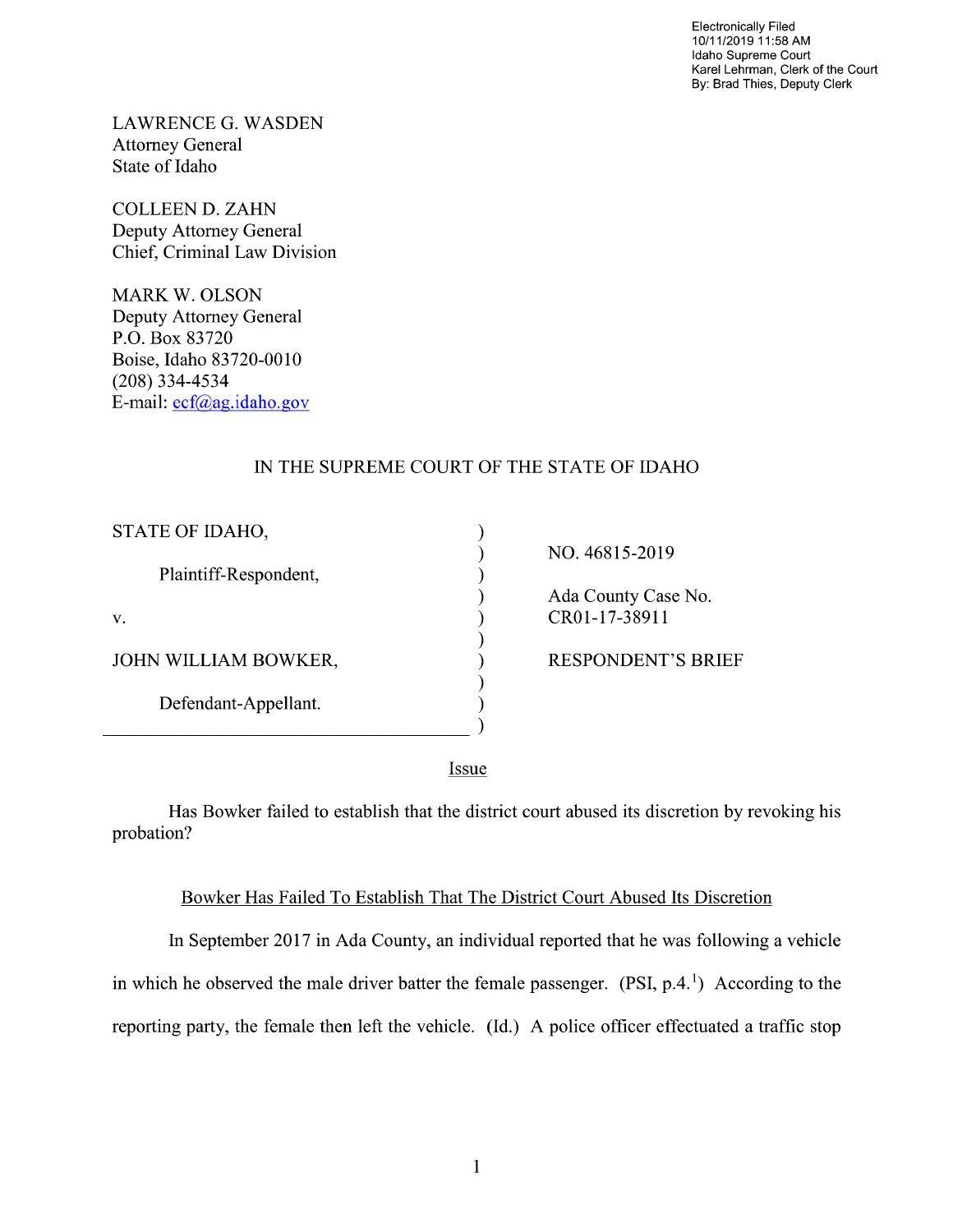Electronically Filed
10/11/2019 11:58 AM
Idaho Supreme Court
Karel Lehrman, Clerk of the Court
By: Brad Thies, Deputy Clerk

LAWRENCE G. WASDEN
Attorney General
State of Idaho

COLLEEN D. ZAHN
Deputy Attorney General
Chief, Criminal Law Division

MARK W. OLSON
Deputy Attorney General
P.O. Box 83720
Boise, Idaho 83720-0010
(208) 334-4534
E-mail: ecf@ag.idaho.gov

IN THE SUPREME COURT OF THE STATE OF IDAHO

| | |
|---|---|
| STATE OF IDAHO,<br>Plaintiff-Respondent,<br>v.<br>JOHN WILLIAM BOWKER,<br>Defendant-Appellant. | NO. 46815-2019<br>Ada County Case No. CR01-17-38911<br>RESPONDENT'S BRIEF |

## Issue

Has Bowker failed to establish that the district court abused its discretion by revoking his probation?

## Bowker Has Failed To Establish That The District Court Abused Its Discretion

In September 2017 in Ada County, an individual reported that he was following a vehicle in which he observed the male driver batter the female passenger. (PSI, p.4.[1]) According to the reporting party, the female then left the vehicle. (Id.) A police officer effectuated a traffic stop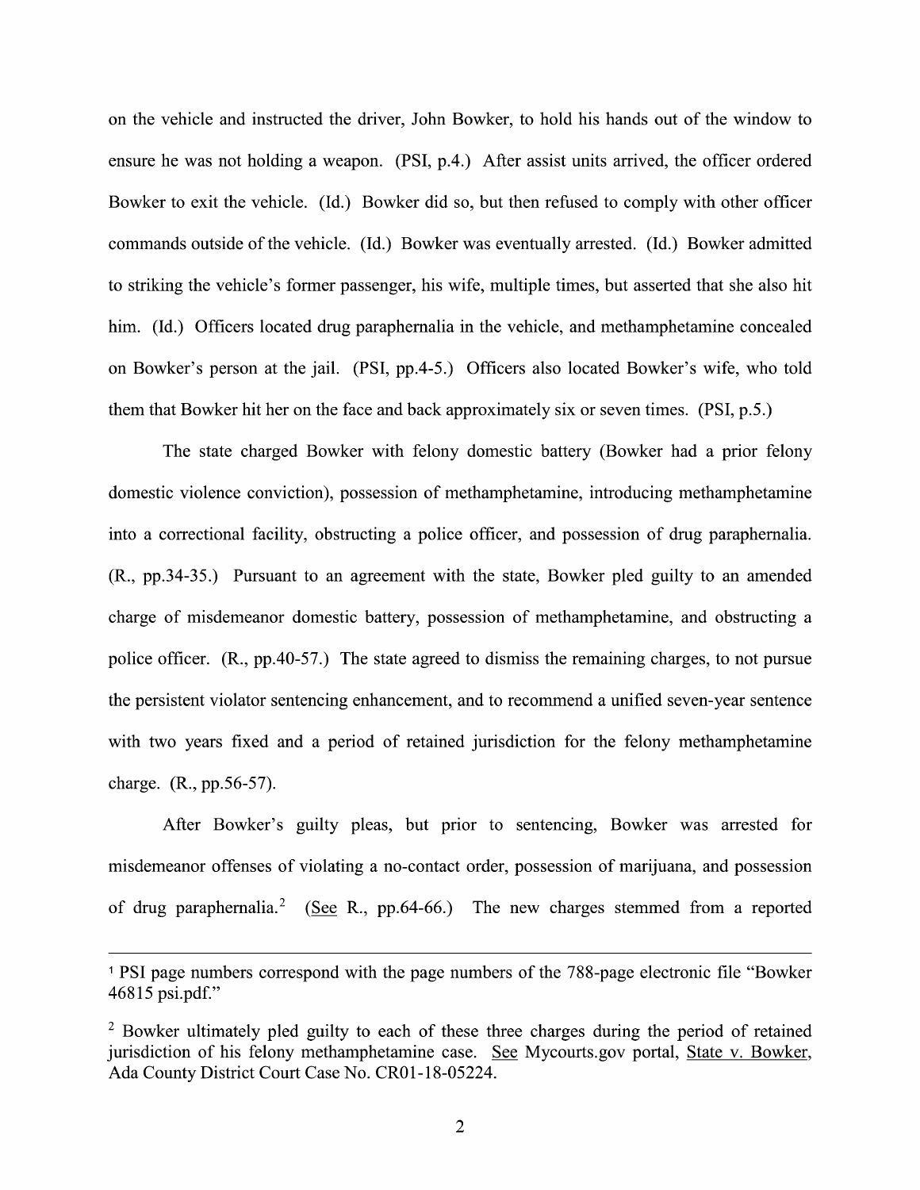on the vehicle and instructed the driver, John Bowker, to hold his hands out of the window to ensure he was not holding a weapon. (PSI, p.4.) After assist units arrived, the officer ordered Bowker to exit the vehicle. (Id.) Bowker did so, but then refused to comply with other officer commands outside of the vehicle. (Id.) Bowker was eventually arrested. (Id.) Bowker admitted to striking the vehicle's former passenger, his wife, multiple times, but asserted that she also hit him. (Id.) Officers located drug paraphernalia in the vehicle, and methamphetamine concealed on Bowker's person at the jail. (PSI, pp.4-5.) Officers also located Bowker's wife, who told them that Bowker hit her on the face and back approximately six or seven times. (PSI, p.5.)

The state charged Bowker with felony domestic battery (Bowker had a prior felony domestic violence conviction), possession of methamphetamine, introducing methamphetamine into a correctional facility, obstructing a police officer, and possession of drug paraphernalia. (R., pp.34-35.) Pursuant to an agreement with the state, Bowker pled guilty to an amended charge of misdemeanor domestic battery, possession of methamphetamine, and obstructing a police officer. (R., pp.40-57.) The state agreed to dismiss the remaining charges, to not pursue the persistent violator sentencing enhancement, and to recommend a unified seven-year sentence with two years fixed and a period of retained jurisdiction for the felony methamphetamine charge. (R., pp.56-57).

After Bowker's guilty pleas, but prior to sentencing, Bowker was arrested for misdemeanor offenses of violating a no-contact order, possession of marijuana, and possession of drug paraphernalia.[2] (See R., pp.64-66.) The new charges stemmed from a reported

---

[1] PSI page numbers correspond with the page numbers of the 788-page electronic file "Bowker 46815 psi.pdf."

[2] Bowker ultimately pled guilty to each of these three charges during the period of retained jurisdiction of his felony methamphetamine case. See Mycourts.gov portal, State v. Bowker, Ada County District Court Case No. CR01-18-05224.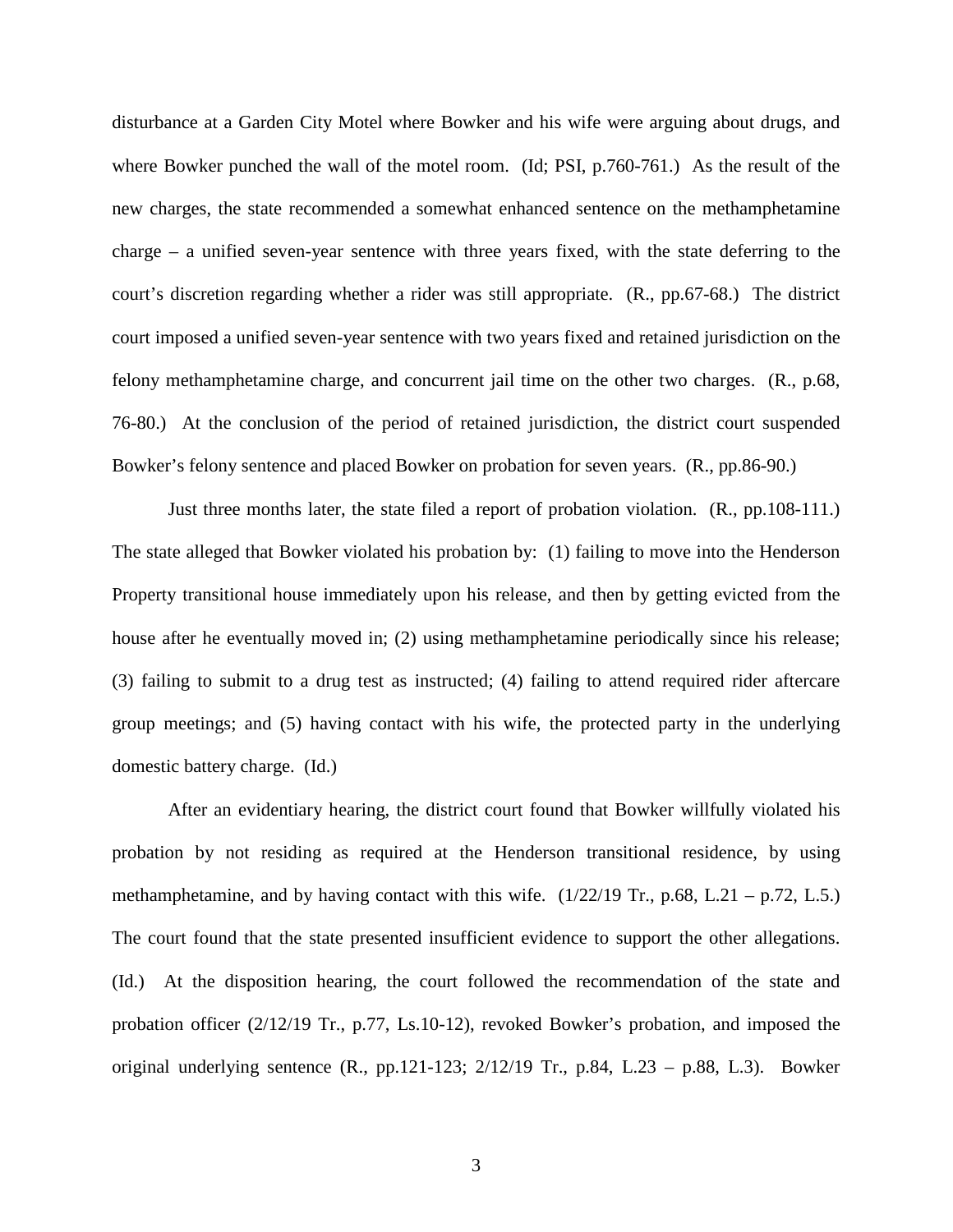disturbance at a Garden City Motel where Bowker and his wife were arguing about drugs, and where Bowker punched the wall of the motel room. (Id; PSI, p.760-761.) As the result of the new charges, the state recommended a somewhat enhanced sentence on the methamphetamine charge – a unified seven-year sentence with three years fixed, with the state deferring to the court's discretion regarding whether a rider was still appropriate. (R., pp.67-68.) The district court imposed a unified seven-year sentence with two years fixed and retained jurisdiction on the felony methamphetamine charge, and concurrent jail time on the other two charges. (R., p.68, 76-80.) At the conclusion of the period of retained jurisdiction, the district court suspended Bowker's felony sentence and placed Bowker on probation for seven years. (R., pp.86-90.)

Just three months later, the state filed a report of probation violation. (R., pp.108-111.) The state alleged that Bowker violated his probation by: (1) failing to move into the Henderson Property transitional house immediately upon his release, and then by getting evicted from the house after he eventually moved in; (2) using methamphetamine periodically since his release; (3) failing to submit to a drug test as instructed; (4) failing to attend required rider aftercare group meetings; and (5) having contact with his wife, the protected party in the underlying domestic battery charge. (Id.)

After an evidentiary hearing, the district court found that Bowker willfully violated his probation by not residing as required at the Henderson transitional residence, by using methamphetamine, and by having contact with this wife. (1/22/19 Tr., p.68, L.21 – p.72, L.5.) The court found that the state presented insufficient evidence to support the other allegations. (Id.) At the disposition hearing, the court followed the recommendation of the state and probation officer (2/12/19 Tr., p.77, Ls.10-12), revoked Bowker's probation, and imposed the original underlying sentence (R., pp.121-123; 2/12/19 Tr., p.84, L.23 – p.88, L.3). Bowker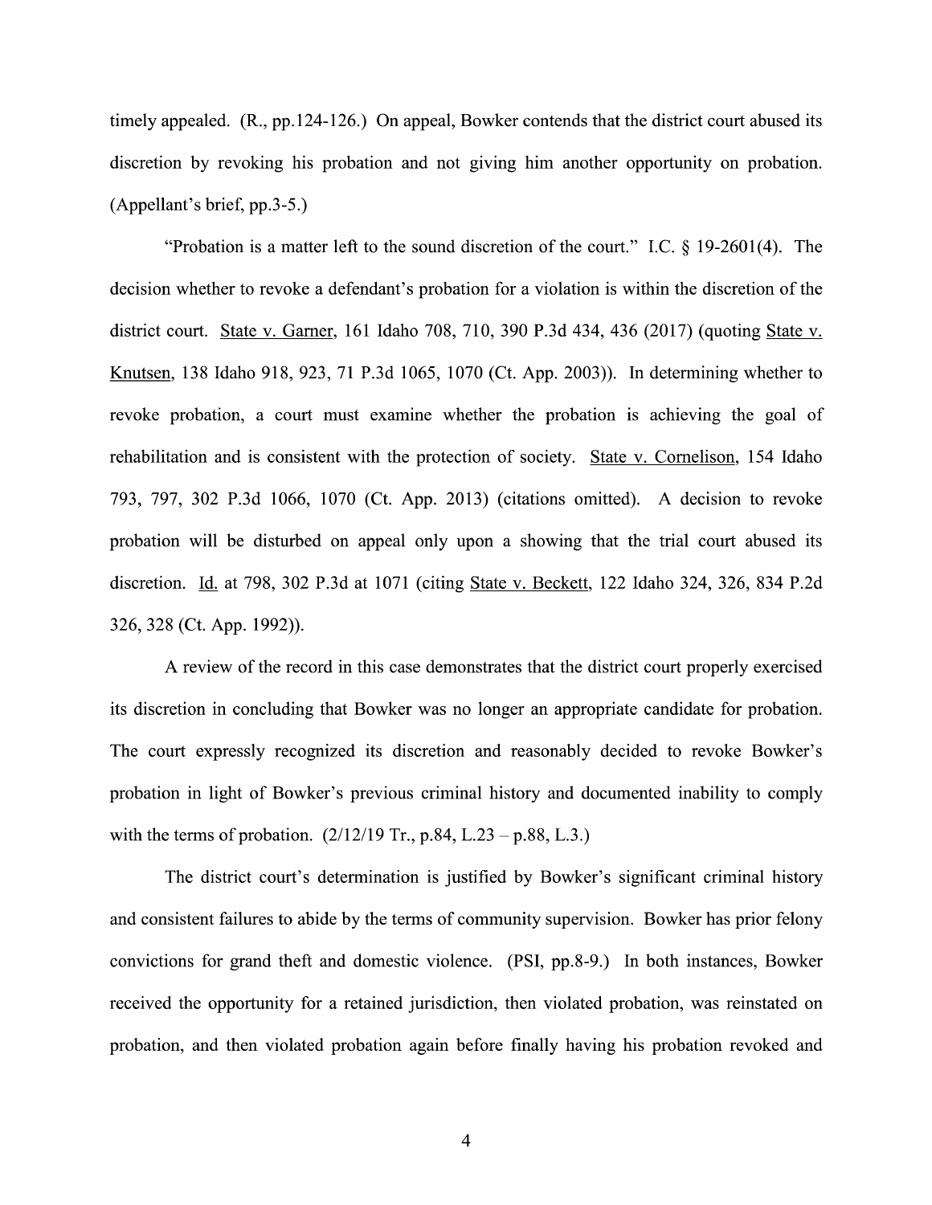timely appealed. (R., pp.124-126.) On appeal, Bowker contends that the district court abused its discretion by revoking his probation and not giving him another opportunity on probation. (Appellant's brief, pp.3-5.)

"Probation is a matter left to the sound discretion of the court." I.C. § 19-2601(4). The decision whether to revoke a defendant's probation for a violation is within the discretion of the district court. State v. Garner, 161 Idaho 708, 710, 390 P.3d 434, 436 (2017) (quoting State v. Knutsen, 138 Idaho 918, 923, 71 P.3d 1065, 1070 (Ct. App. 2003)). In determining whether to revoke probation, a court must examine whether the probation is achieving the goal of rehabilitation and is consistent with the protection of society. State v. Cornelison, 154 Idaho 793, 797, 302 P.3d 1066, 1070 (Ct. App. 2013) (citations omitted). A decision to revoke probation will be disturbed on appeal only upon a showing that the trial court abused its discretion. Id. at 798, 302 P.3d at 1071 (citing State v. Beckett, 122 Idaho 324, 326, 834 P.2d 326, 328 (Ct. App. 1992)).

A review of the record in this case demonstrates that the district court properly exercised its discretion in concluding that Bowker was no longer an appropriate candidate for probation. The court expressly recognized its discretion and reasonably decided to revoke Bowker's probation in light of Bowker's previous criminal history and documented inability to comply with the terms of probation. (2/12/19 Tr., p.84, L.23 – p.88, L.3.)

The district court's determination is justified by Bowker's significant criminal history and consistent failures to abide by the terms of community supervision. Bowker has prior felony convictions for grand theft and domestic violence. (PSI, pp.8-9.) In both instances, Bowker received the opportunity for a retained jurisdiction, then violated probation, was reinstated on probation, and then violated probation again before finally having his probation revoked and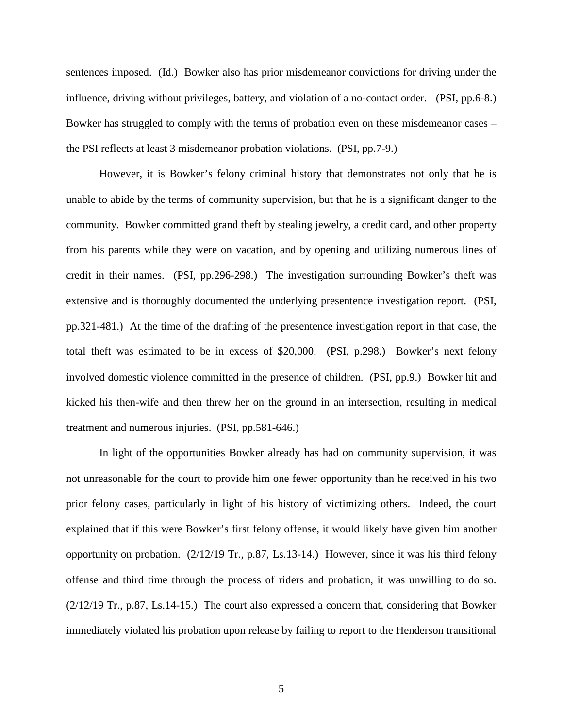sentences imposed. (Id.) Bowker also has prior misdemeanor convictions for driving under the influence, driving without privileges, battery, and violation of a no-contact order. (PSI, pp.6-8.) Bowker has struggled to comply with the terms of probation even on these misdemeanor cases – the PSI reflects at least 3 misdemeanor probation violations. (PSI, pp.7-9.)

However, it is Bowker's felony criminal history that demonstrates not only that he is unable to abide by the terms of community supervision, but that he is a significant danger to the community. Bowker committed grand theft by stealing jewelry, a credit card, and other property from his parents while they were on vacation, and by opening and utilizing numerous lines of credit in their names. (PSI, pp.296-298.) The investigation surrounding Bowker's theft was extensive and is thoroughly documented the underlying presentence investigation report. (PSI, pp.321-481.) At the time of the drafting of the presentence investigation report in that case, the total theft was estimated to be in excess of \$20,000. (PSI, p.298.) Bowker's next felony involved domestic violence committed in the presence of children. (PSI, pp.9.) Bowker hit and kicked his then-wife and then threw her on the ground in an intersection, resulting in medical treatment and numerous injuries. (PSI, pp.581-646.)

In light of the opportunities Bowker already has had on community supervision, it was not unreasonable for the court to provide him one fewer opportunity than he received in his two prior felony cases, particularly in light of his history of victimizing others. Indeed, the court explained that if this were Bowker's first felony offense, it would likely have given him another opportunity on probation. (2/12/19 Tr., p.87, Ls.13-14.) However, since it was his third felony offense and third time through the process of riders and probation, it was unwilling to do so. (2/12/19 Tr., p.87, Ls.14-15.) The court also expressed a concern that, considering that Bowker immediately violated his probation upon release by failing to report to the Henderson transitional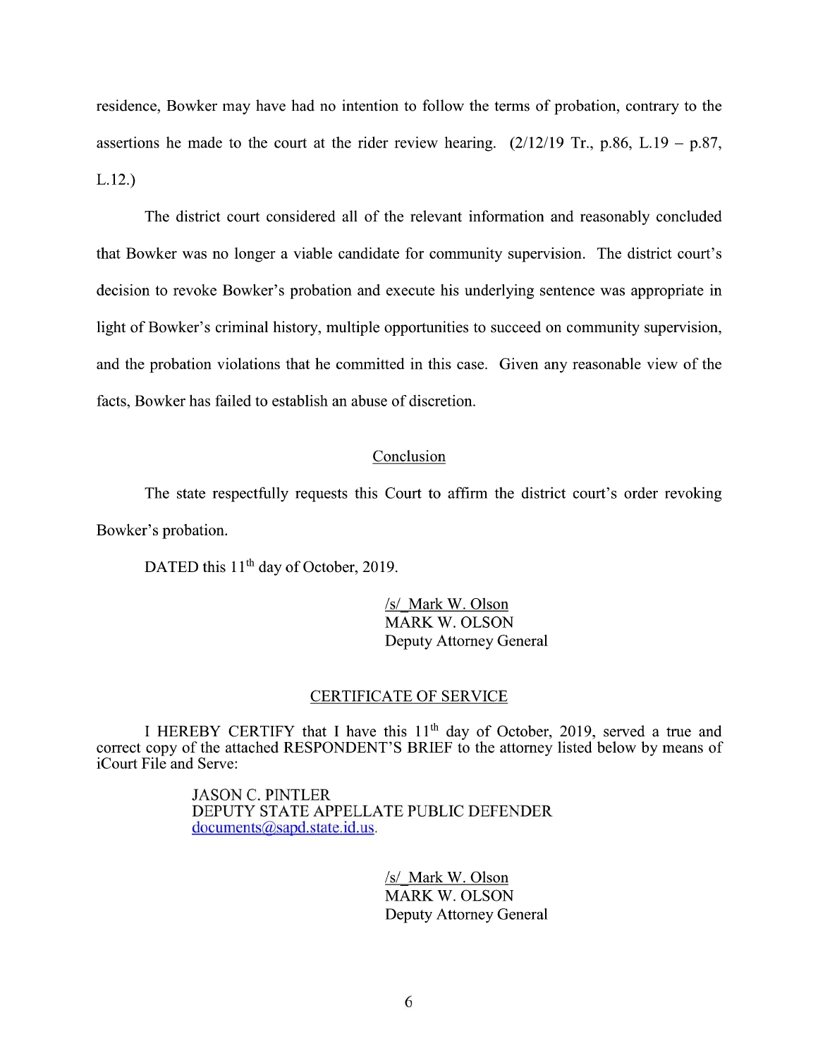residence, Bowker may have had no intention to follow the terms of probation, contrary to the assertions he made to the court at the rider review hearing. (2/12/19 Tr., p.86, L.19 – p.87, L.12.)

The district court considered all of the relevant information and reasonably concluded that Bowker was no longer a viable candidate for community supervision. The district court's decision to revoke Bowker's probation and execute his underlying sentence was appropriate in light of Bowker's criminal history, multiple opportunities to succeed on community supervision, and the probation violations that he committed in this case. Given any reasonable view of the facts, Bowker has failed to establish an abuse of discretion.

## Conclusion

The state respectfully requests this Court to affirm the district court's order revoking Bowker's probation.

DATED this 11th day of October, 2019.

/s/_Mark W. Olson
MARK W. OLSON
Deputy Attorney General

## CERTIFICATE OF SERVICE

I HEREBY CERTIFY that I have this 11th day of October, 2019, served a true and correct copy of the attached RESPONDENT'S BRIEF to the attorney listed below by means of iCourt File and Serve:

JASON C. PINTLER
DEPUTY STATE APPELLATE PUBLIC DEFENDER
documents@sapd.state.id.us.

/s/_Mark W. Olson
MARK W. OLSON
Deputy Attorney General